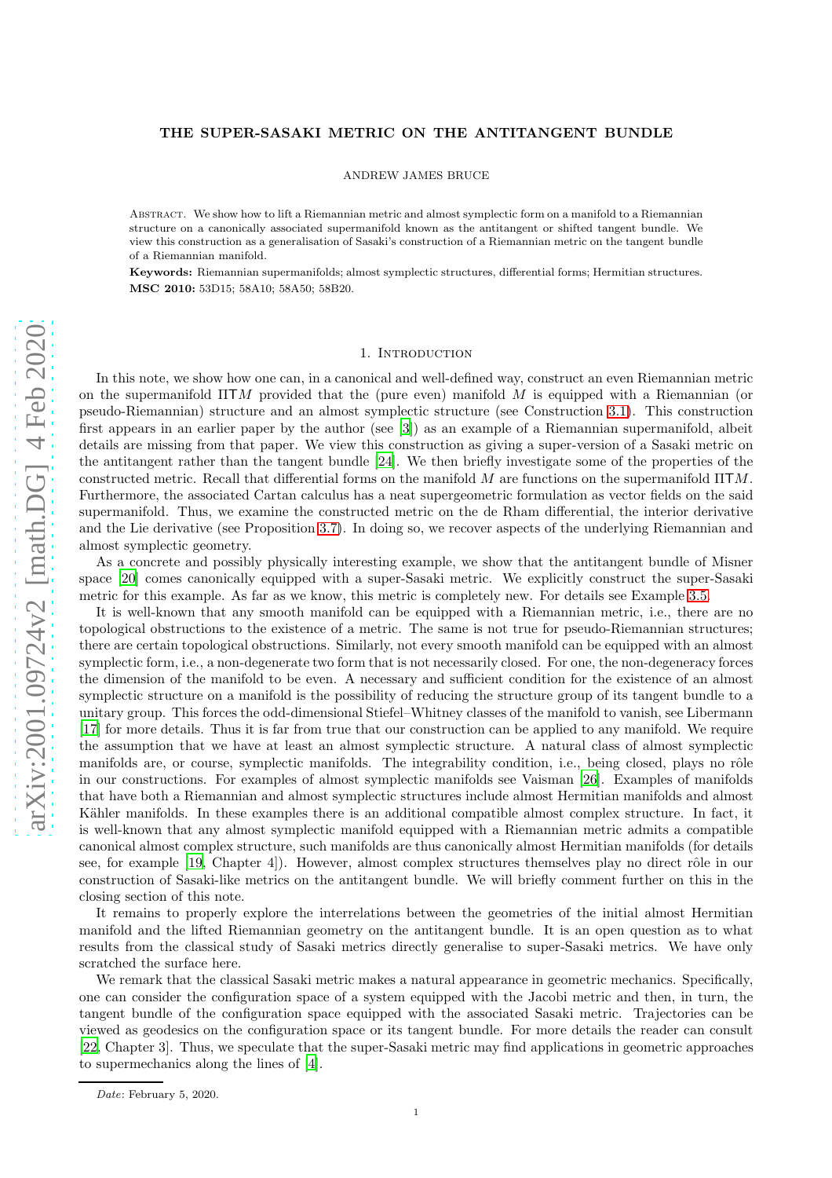# THE SUPER-SASAKI METRIC ON THE ANTITANGENT BUNDLE

ANDREW JAMES BRUCE

Abstract. We show how to lift a Riemannian metric and almost symplectic form on a manifold to a Riemannian structure on a canonically associated supermanifold known as the antitangent or shifted tangent bundle. We view this construction as a generalisation of Sasaki's construction of a Riemannian metric on the tangent bundle of a Riemannian manifold.

**Keywords:** Riemannian supermanifolds; almost symplectic structures, differential forms; Hermitian structures.
**MSC 2010:** 53D15; 58A10; 58A50; 58B20.

## 1. Introduction

In this note, we show how one can, in a canonical and well-defined way, construct an even Riemannian metric on the supermanifold $\Pi \mathsf{T}M$ provided that the (pure even) manifold $M$ is equipped with a Riemannian (or pseudo-Riemannian) structure and an almost symplectic structure (see Construction 3.1). This construction first appears in an earlier paper by the author (see [3]) as an example of a Riemannian supermanifold, albeit details are missing from that paper. We view this construction as giving a super-version of a Sasaki metric on the antitangent rather than the tangent bundle [24]. We then briefly investigate some of the properties of the constructed metric. Recall that differential forms on the manifold $M$ are functions on the supermanifold $\Pi \mathsf{T}M$. Furthermore, the associated Cartan calculus has a neat supergeometric formulation as vector fields on the said supermanifold. Thus, we examine the constructed metric on the de Rham differential, the interior derivative and the Lie derivative (see Proposition 3.7). In doing so, we recover aspects of the underlying Riemannian and almost symplectic geometry.

As a concrete and possibly physically interesting example, we show that the antitangent bundle of Misner space [20] comes canonically equipped with a super-Sasaki metric. We explicitly construct the super-Sasaki metric for this example. As far as we know, this metric is completely new. For details see Example 3.5.

It is well-known that any smooth manifold can be equipped with a Riemannian metric, i.e., there are no topological obstructions to the existence of a metric. The same is not true for pseudo-Riemannian structures; there are certain topological obstructions. Similarly, not every smooth manifold can be equipped with an almost symplectic form, i.e., a non-degenerate two form that is not necessarily closed. For one, the non-degeneracy forces the dimension of the manifold to be even. A necessary and sufficient condition for the existence of an almost symplectic structure on a manifold is the possibility of reducing the structure group of its tangent bundle to a unitary group. This forces the odd-dimensional Stiefel–Whitney classes of the manifold to vanish, see Libermann [17] for more details. Thus it is far from true that our construction can be applied to any manifold. We require the assumption that we have at least an almost symplectic structure. A natural class of almost symplectic manifolds are, or course, symplectic manifolds. The integrability condition, i.e., being closed, plays no rôle in our constructions. For examples of almost symplectic manifolds see Vaisman [26]. Examples of manifolds that have both a Riemannian and almost symplectic structures include almost Hermitian manifolds and almost Kähler manifolds. In these examples there is an additional compatible almost complex structure. In fact, it is well-known that any almost symplectic manifold equipped with a Riemannian metric admits a compatible canonical almost complex structure, such manifolds are thus canonically almost Hermitian manifolds (for details see, for example [19, Chapter 4]). However, almost complex structures themselves play no direct rôle in our construction of Sasaki-like metrics on the antitangent bundle. We will briefly comment further on this in the closing section of this note.

It remains to properly explore the interrelations between the geometries of the initial almost Hermitian manifold and the lifted Riemannian geometry on the antitangent bundle. It is an open question as to what results from the classical study of Sasaki metrics directly generalise to super-Sasaki metrics. We have only scratched the surface here.

We remark that the classical Sasaki metric makes a natural appearance in geometric mechanics. Specifically, one can consider the configuration space of a system equipped with the Jacobi metric and then, in turn, the tangent bundle of the configuration space equipped with the associated Sasaki metric. Trajectories can be viewed as geodesics on the configuration space or its tangent bundle. For more details the reader can consult [22, Chapter 3]. Thus, we speculate that the super-Sasaki metric may find applications in geometric approaches to supermechanics along the lines of [4].

*Date*: February 5, 2020.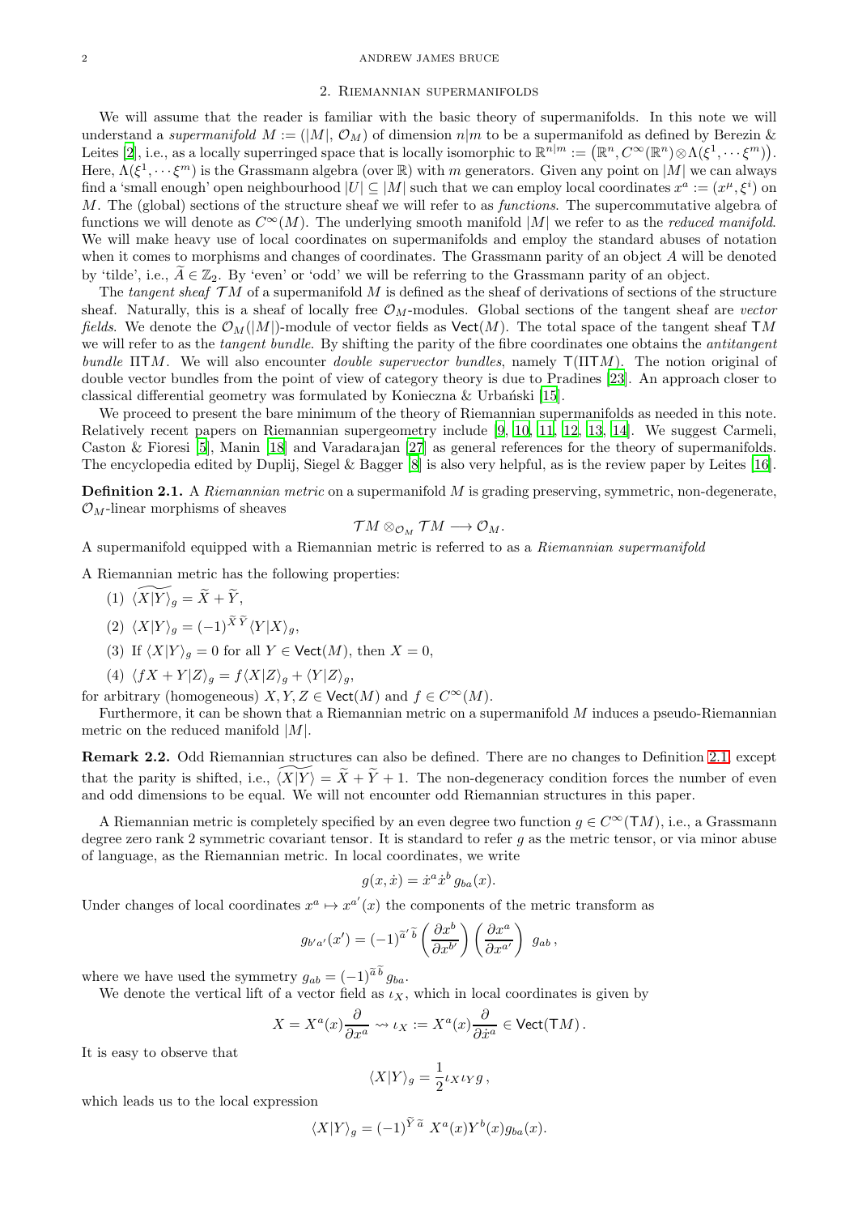## 2. Riemannian supermanifolds

We will assume that the reader is familiar with the basic theory of supermanifolds. In this note we will understand a *supermanifold* $M := (|M|, \mathcal{O}_M)$ of dimension $n|m$ to be a supermanifold as defined by Berezin & Leites [2], i.e., as a locally superringed space that is locally isomorphic to $\mathbb{R}^{n|m} := \big(\mathbb{R}^n, C^\infty(\mathbb{R}^n)\otimes\Lambda(\xi^1, \cdots \xi^m)\big)$. Here, $\Lambda(\xi^1, \cdots \xi^m)$ is the Grassmann algebra (over $\mathbb{R}$) with $m$ generators. Given any point on $|M|$ we can always find a 'small enough' open neighbourhood $|U| \subseteq |M|$ such that we can employ local coordinates $x^a := (x^\mu, \xi^i)$ on $M$. The (global) sections of the structure sheaf we will refer to as *functions*. The supercommutative algebra of functions we will denote as $C^\infty(M)$. The underlying smooth manifold $|M|$ we refer to as the *reduced manifold*. We will make heavy use of local coordinates on supermanifolds and employ the standard abuses of notation when it comes to morphisms and changes of coordinates. The Grassmann parity of an object $A$ will be denoted by 'tilde', i.e., $\widetilde{A} \in \mathbb{Z}_2$. By 'even' or 'odd' we will be referring to the Grassmann parity of an object.

The *tangent sheaf* $\mathcal{T}M$ of a supermanifold $M$ is defined as the sheaf of derivations of sections of the structure sheaf. Naturally, this is a sheaf of locally free $\mathcal{O}_M$-modules. Global sections of the tangent sheaf are *vector fields*. We denote the $\mathcal{O}_M(|M|)$-module of vector fields as $\mathsf{Vect}(M)$. The total space of the tangent sheaf $\mathsf{T}M$ we will refer to as the *tangent bundle*. By shifting the parity of the fibre coordinates one obtains the *antitangent bundle* $\Pi\mathsf{T}M$. We will also encounter *double supervector bundles*, namely $\mathsf{T}(\Pi\mathsf{T}M)$. The notion original of double vector bundles from the point of view of category theory is due to Pradines [23]. An approach closer to classical differential geometry was formulated by Konieczna & Urbański [15].

We proceed to present the bare minimum of the theory of Riemannian supermanifolds as needed in this note. Relatively recent papers on Riemannian supergeometry include [9, 10, 11, 12, 13, 14]. We suggest Carmeli, Caston & Fioresi [5], Manin [18] and Varadarajan [27] as general references for the theory of supermanifolds. The encyclopedia edited by Duplij, Siegel & Bagger [8] is also very helpful, as is the review paper by Leites [16].

**Definition 2.1.** A *Riemannian metric* on a supermanifold $M$ is grading preserving, symmetric, non-degenerate, $\mathcal{O}_M$-linear morphisms of sheaves

$$\mathcal{T}M \otimes_{\mathcal{O}_M} \mathcal{T}M \longrightarrow \mathcal{O}_M.$$

A supermanifold equipped with a Riemannian metric is referred to as a *Riemannian supermanifold*

A Riemannian metric has the following properties:

1. $\widetilde{\langle X|Y\rangle_g} = \widetilde{X} + \widetilde{Y}$,
2. $\langle X|Y\rangle_g = (-1)^{\widetilde{X}\,\widetilde{Y}}\langle Y|X\rangle_g$,
3. If $\langle X|Y\rangle_g = 0$ for all $Y \in \mathsf{Vect}(M)$, then $X = 0$,
4. $\langle fX + Y|Z\rangle_g = f\langle X|Z\rangle_g + \langle Y|Z\rangle_g$,

for arbitrary (homogeneous) $X, Y, Z \in \mathsf{Vect}(M)$ and $f \in C^\infty(M)$.

Furthermore, it can be shown that a Riemannian metric on a supermanifold $M$ induces a pseudo-Riemannian metric on the reduced manifold $|M|$.

**Remark 2.2.** Odd Riemannian structures can also be defined. There are no changes to Definition 2.1 except that the parity is shifted, i.e., $\widetilde{\langle X|Y\rangle} = \widetilde{X} + \widetilde{Y} + 1$. The non-degeneracy condition forces the number of even and odd dimensions to be equal. We will not encounter odd Riemannian structures in this paper.

A Riemannian metric is completely specified by an even degree two function $g \in C^\infty(\mathsf{T}M)$, i.e., a Grassmann degree zero rank 2 symmetric covariant tensor. It is standard to refer $g$ as the metric tensor, or via minor abuse of language, as the Riemannian metric. In local coordinates, we write

$$g(x, \dot{x}) = \dot{x}^a\dot{x}^b\,g_{ba}(x).$$

Under changes of local coordinates $x^a \mapsto x^{a'}(x)$ the components of the metric transform as

$$g_{b'a'}(x') = (-1)^{\widetilde{a}'\,\widetilde{b}}\left(\frac{\partial x^b}{\partial x^{b'}}\right)\left(\frac{\partial x^a}{\partial x^{a'}}\right)\, g_{ab}\,,$$

where we have used the symmetry $g_{ab} = (-1)^{\widetilde{a}\,\widetilde{b}}\,g_{ba}$.

We denote the vertical lift of a vector field as $\iota_X$, which in local coordinates is given by

$$X = X^a(x)\frac{\partial}{\partial x^a} \rightsquigarrow \iota_X := X^a(x)\frac{\partial}{\partial \dot{x}^a} \in \mathsf{Vect}(\mathsf{T}M)\,.$$

It is easy to observe that

$$\langle X|Y\rangle_g = \frac{1}{2}\iota_X\iota_Y\,g\,,$$

which leads us to the local expression

$$\langle X|Y\rangle_g = (-1)^{\widetilde{Y}\,\widetilde{a}}\;X^a(x)Y^b(x)g_{ba}(x).$$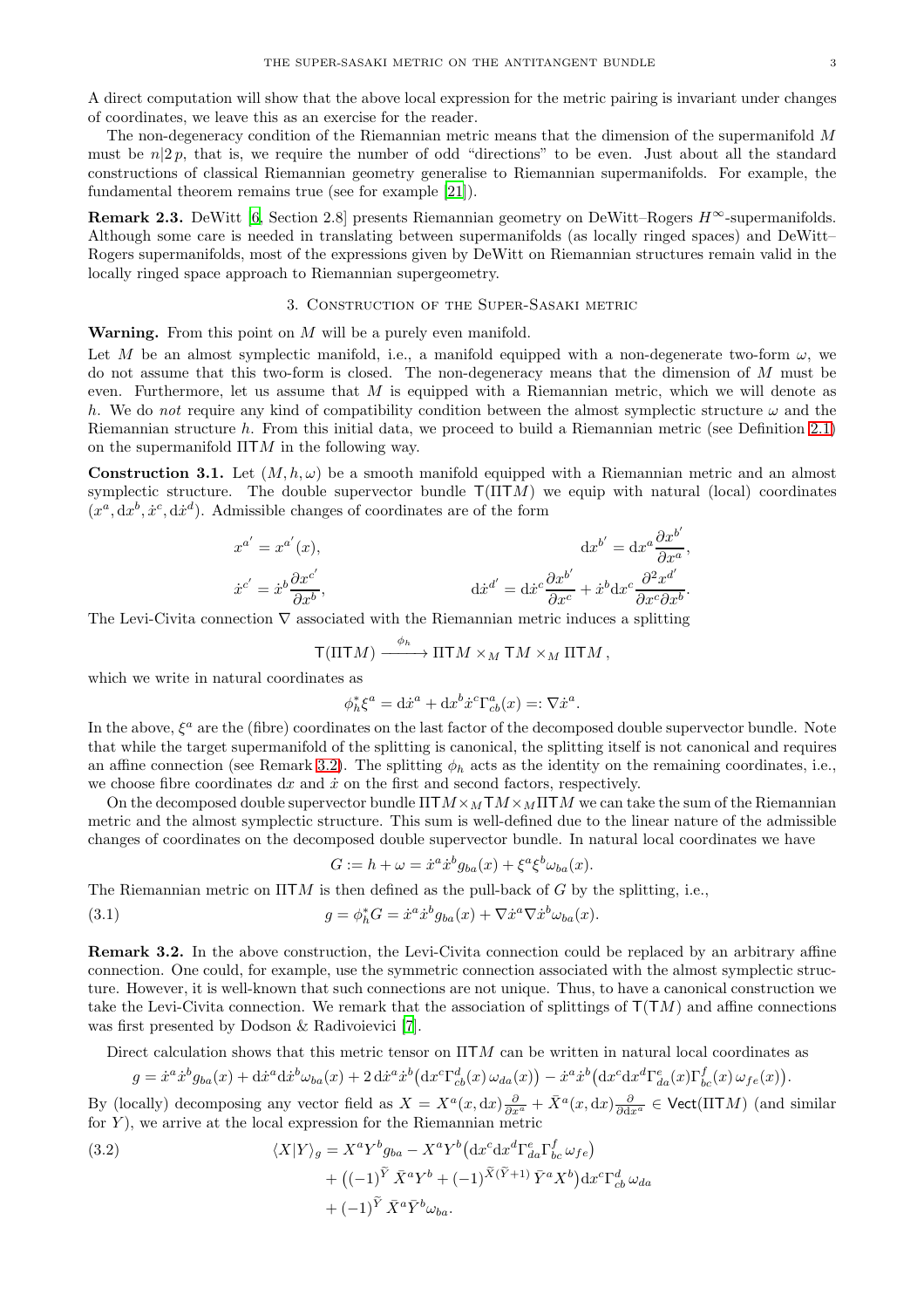A direct computation will show that the above local expression for the metric pairing is invariant under changes of coordinates, we leave this as an exercise for the reader.

The non-degeneracy condition of the Riemannian metric means that the dimension of the supermanifold $M$ must be $n|2p$, that is, we require the number of odd "directions" to be even. Just about all the standard constructions of classical Riemannian geometry generalise to Riemannian supermanifolds. For example, the fundamental theorem remains true (see for example [21]).

**Remark 2.3.** DeWitt [6, Section 2.8] presents Riemannian geometry on DeWitt–Rogers $H^\infty$-supermanifolds. Although some care is needed in translating between supermanifolds (as locally ringed spaces) and DeWitt–Rogers supermanifolds, most of the expressions given by DeWitt on Riemannian structures remain valid in the locally ringed space approach to Riemannian supergeometry.

## 3. Construction of the Super-Sasaki metric

**Warning.** From this point on $M$ will be a purely even manifold.

Let $M$ be an almost symplectic manifold, i.e., a manifold equipped with a non-degenerate two-form $\omega$, we do not assume that this two-form is closed. The non-degeneracy means that the dimension of $M$ must be even. Furthermore, let us assume that $M$ is equipped with a Riemannian metric, which we will denote as $h$. We do *not* require any kind of compatibility condition between the almost symplectic structure $\omega$ and the Riemannian structure $h$. From this initial data, we proceed to build a Riemannian metric (see Definition 2.1) on the supermanifold $\Pi \mathsf{T}M$ in the following way.

**Construction 3.1.** Let $(M, h, \omega)$ be a smooth manifold equipped with a Riemannian metric and an almost symplectic structure. The double supervector bundle $\mathsf{T}(\Pi \mathsf{T}M)$ we equip with natural (local) coordinates $(x^a, \mathrm{d}x^b, \dot{x}^c, \mathrm{d}\dot{x}^d)$. Admissible changes of coordinates are of the form

$$
x^{a'} = x^{a'}(x), \qquad \mathrm{d}x^{b'} = \mathrm{d}x^a \frac{\partial x^{b'}}{\partial x^a},
$$

$$
\dot{x}^{c'} = \dot{x}^b \frac{\partial x^{c'}}{\partial x^b}, \qquad \mathrm{d}\dot{x}^{d'} = \mathrm{d}\dot{x}^c \frac{\partial x^{b'}}{\partial x^c} + \dot{x}^b \mathrm{d}x^c \frac{\partial^2 x^{d'}}{\partial x^c \partial x^b}.
$$

The Levi-Civita connection $\nabla$ associated with the Riemannian metric induces a splitting

$$
\mathsf{T}(\Pi \mathsf{T}M) \xrightarrow{\ \phi_h\ } \Pi \mathsf{T}M \times_M \mathsf{T}M \times_M \Pi \mathsf{T}M\,,
$$

which we write in natural coordinates as

$$
\phi_h^* \xi^a = \mathrm{d}\dot{x}^a + \mathrm{d}x^b \dot{x}^c \Gamma^a_{cb}(x) =: \nabla \dot{x}^a.
$$

In the above, $\xi^a$ are the (fibre) coordinates on the last factor of the decomposed double supervector bundle. Note that while the target supermanifold of the splitting is canonical, the splitting itself is not canonical and requires an affine connection (see Remark 3.2). The splitting $\phi_h$ acts as the identity on the remaining coordinates, i.e., we choose fibre coordinates $\mathrm{d}x$ and $\dot{x}$ on the first and second factors, respectively.

On the decomposed double supervector bundle $\Pi \mathsf{T}M \times_M \mathsf{T}M \times_M \Pi \mathsf{T}M$ we can take the sum of the Riemannian metric and the almost symplectic structure. This sum is well-defined due to the linear nature of the admissible changes of coordinates on the decomposed double supervector bundle. In natural local coordinates we have

$$
G := h + \omega = \dot{x}^a \dot{x}^b g_{ba}(x) + \xi^a \xi^b \omega_{ba}(x).
$$

The Riemannian metric on $\Pi \mathsf{T}M$ is then defined as the pull-back of $G$ by the splitting, i.e.,

$$
g = \phi_h^* G = \dot{x}^a \dot{x}^b g_{ba}(x) + \nabla \dot{x}^a \nabla \dot{x}^b \omega_{ba}(x). \tag{3.1}
$$

**Remark 3.2.** In the above construction, the Levi-Civita connection could be replaced by an arbitrary affine connection. One could, for example, use the symmetric connection associated with the almost symplectic structure. However, it is well-known that such connections are not unique. Thus, to have a canonical construction we take the Levi-Civita connection. We remark that the association of splittings of $\mathsf{T}(\mathsf{T}M)$ and affine connections was first presented by Dodson & Radivoievici [7].

Direct calculation shows that this metric tensor on $\Pi \mathsf{T}M$ can be written in natural local coordinates as

$$
g = \dot{x}^a \dot{x}^b g_{ba}(x) + \mathrm{d}\dot{x}^a \mathrm{d}\dot{x}^b \omega_{ba}(x) + 2\, \mathrm{d}\dot{x}^a \dot{x}^b \big(\mathrm{d}x^c \Gamma^d_{cb}(x)\, \omega_{da}(x)\big) - \dot{x}^a \dot{x}^b \big(\mathrm{d}x^c \mathrm{d}x^d \Gamma^e_{da}(x) \Gamma^f_{bc}(x)\, \omega_{fe}(x)\big).
$$

By (locally) decomposing any vector field as $X = X^a(x, \mathrm{d}x) \frac{\partial}{\partial x^a} + \bar{X}^a(x, \mathrm{d}x) \frac{\partial}{\partial \mathrm{d}x^a} \in \mathsf{Vect}(\Pi \mathsf{T}M)$ (and similar for $Y$), we arrive at the local expression for the Riemannian metric

$$
\begin{aligned}
\langle X | Y \rangle_g = {} & X^a Y^b g_{ba} - X^a Y^b \big(\mathrm{d}x^c \mathrm{d}x^d \Gamma^e_{da} \Gamma^f_{bc}\, \omega_{fe}\big) \\
& + \big((-1)^{\widetilde{Y}}\, \bar{X}^a Y^b + (-1)^{\widetilde{X}(\widetilde{Y}+1)}\, \bar{Y}^a X^b\big) \mathrm{d}x^c \Gamma^d_{cb}\, \omega_{da} \\
& + (-1)^{\widetilde{Y}}\, \bar{X}^a \bar{Y}^b \omega_{ba}.
\end{aligned} \tag{3.2}
$$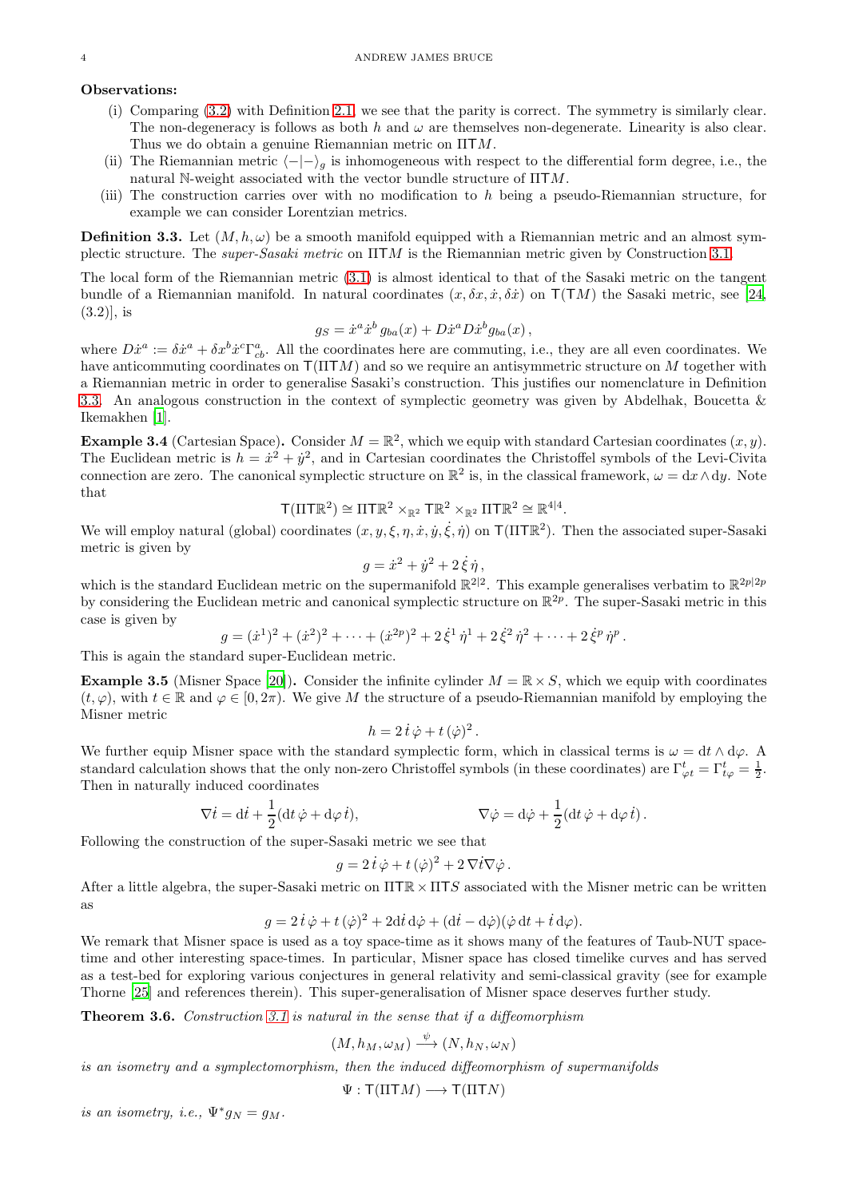**Observations:**

(i) Comparing (3.2) with Definition 2.1, we see that the parity is correct. The symmetry is similarly clear. The non-degeneracy is follows as both $h$ and $\omega$ are themselves non-degenerate. Linearity is also clear. Thus we do obtain a genuine Riemannian metric on $\Pi\mathsf{T}M$.

(ii) The Riemannian metric $\langle - | - \rangle_g$ is inhomogeneous with respect to the differential form degree, i.e., the natural $\mathbb{N}$-weight associated with the vector bundle structure of $\Pi\mathsf{T}M$.

(iii) The construction carries over with no modification to $h$ being a pseudo-Riemannian structure, for example we can consider Lorentzian metrics.

**Definition 3.3.** Let $(M, h, \omega)$ be a smooth manifold equipped with a Riemannian metric and an almost symplectic structure. The *super-Sasaki metric* on $\Pi\mathsf{T}M$ is the Riemannian metric given by Construction 3.1.

The local form of the Riemannian metric (3.1) is almost identical to that of the Sasaki metric on the tangent bundle of a Riemannian manifold. In natural coordinates $(x, \delta x, \dot{x}, \delta\dot{x})$ on $\mathsf{T}(\mathsf{T}M)$ the Sasaki metric, see [24, (3.2)], is

$$g_S = \dot{x}^a \dot{x}^b \, g_{ba}(x) + D\dot{x}^a D\dot{x}^b g_{ba}(x)\,,$$

where $D\dot{x}^a := \delta\dot{x}^a + \delta x^b \dot{x}^c \Gamma^a_{cb}$. All the coordinates here are commuting, i.e., they are all even coordinates. We have anticommuting coordinates on $\mathsf{T}(\Pi\mathsf{T}M)$ and so we require an antisymmetric structure on $M$ together with a Riemannian metric in order to generalise Sasaki's construction. This justifies our nomenclature in Definition 3.3. An analogous construction in the context of symplectic geometry was given by Abdelhak, Boucetta & Ikemakhen [1].

**Example 3.4** (Cartesian Space)**.** Consider $M = \mathbb{R}^2$, which we equip with standard Cartesian coordinates $(x, y)$. The Euclidean metric is $h = \dot{x}^2 + \dot{y}^2$, and in Cartesian coordinates the Christoffel symbols of the Levi-Civita connection are zero. The canonical symplectic structure on $\mathbb{R}^2$ is, in the classical framework, $\omega = \mathrm{d}x \wedge \mathrm{d}y$. Note that

$$\mathsf{T}(\Pi\mathsf{T}\mathbb{R}^2) \cong \Pi\mathsf{T}\mathbb{R}^2 \times_{\mathbb{R}^2} \mathsf{T}\mathbb{R}^2 \times_{\mathbb{R}^2} \Pi\mathsf{T}\mathbb{R}^2 \cong \mathbb{R}^{4|4}.$$

We will employ natural (global) coordinates $(x, y, \xi, \eta, \dot{x}, \dot{y}, \dot{\xi}, \dot{\eta})$ on $\mathsf{T}(\Pi\mathsf{T}\mathbb{R}^2)$. Then the associated super-Sasaki metric is given by

$$g = \dot{x}^2 + \dot{y}^2 + 2\,\dot{\xi}\,\dot{\eta}\,,$$

which is the standard Euclidean metric on the supermanifold $\mathbb{R}^{2|2}$. This example generalises verbatim to $\mathbb{R}^{2p|2p}$ by considering the Euclidean metric and canonical symplectic structure on $\mathbb{R}^{2p}$. The super-Sasaki metric in this case is given by

$$g = (\dot{x}^1)^2 + (\dot{x}^2)^2 + \cdots + (\dot{x}^{2p})^2 + 2\,\dot{\xi}^1\,\dot{\eta}^1 + 2\,\dot{\xi}^2\,\dot{\eta}^2 + \cdots + 2\,\dot{\xi}^p\,\dot{\eta}^p\,.$$

This is again the standard super-Euclidean metric.

**Example 3.5** (Misner Space [20])**.** Consider the infinite cylinder $M = \mathbb{R} \times S$, which we equip with coordinates $(t, \varphi)$, with $t \in \mathbb{R}$ and $\varphi \in [0, 2\pi)$. We give $M$ the structure of a pseudo-Riemannian manifold by employing the Misner metric

$$h = 2\,\dot{t}\,\dot{\varphi} + t\,(\dot{\varphi})^2\,.$$

We further equip Misner space with the standard symplectic form, which in classical terms is $\omega = \mathrm{d}t \wedge \mathrm{d}\varphi$. A standard calculation shows that the only non-zero Christoffel symbols (in these coordinates) are $\Gamma^t_{\varphi t} = \Gamma^t_{t\varphi} = \frac{1}{2}$. Then in naturally induced coordinates

$$\nabla\dot{t} = \mathrm{d}\dot{t} + \frac{1}{2}(\mathrm{d}t\,\dot{\varphi} + \mathrm{d}\varphi\,\dot{t}), \qquad\qquad \nabla\dot{\varphi} = \mathrm{d}\dot{\varphi} + \frac{1}{2}(\mathrm{d}t\,\dot{\varphi} + \mathrm{d}\varphi\,\dot{t})\,.$$

Following the construction of the super-Sasaki metric we see that

$$g = 2\,\dot{t}\,\dot{\varphi} + t\,(\dot{\varphi})^2 + 2\,\nabla\dot{t}\nabla\dot{\varphi}\,.$$

After a little algebra, the super-Sasaki metric on $\Pi\mathsf{T}\mathbb{R} \times \Pi\mathsf{T}S$ associated with the Misner metric can be written as

$$g = 2\,\dot{t}\,\dot{\varphi} + t\,(\dot{\varphi})^2 + 2\mathrm{d}\dot{t}\,\mathrm{d}\dot{\varphi} + (\mathrm{d}\dot{t} - \mathrm{d}\dot{\varphi})(\dot{\varphi}\,\mathrm{d}t + \dot{t}\,\mathrm{d}\varphi).$$

We remark that Misner space is used as a toy space-time as it shows many of the features of Taub-NUT space-time and other interesting space-times. In particular, Misner space has closed timelike curves and has served as a test-bed for exploring various conjectures in general relativity and semi-classical gravity (see for example Thorne [25] and references therein). This super-generalisation of Misner space deserves further study.

**Theorem 3.6.** *Construction 3.1 is natural in the sense that if a diffeomorphism*

$$(M, h_M, \omega_M) \xrightarrow{\ \psi\ } (N, h_N, \omega_N)$$

*is an isometry and a symplectomorphism, then the induced diffeomorphism of supermanifolds*

$$\Psi : \mathsf{T}(\Pi\mathsf{T}M) \longrightarrow \mathsf{T}(\Pi\mathsf{T}N)$$

*is an isometry, i.e.,* $\Psi^* g_N = g_M$.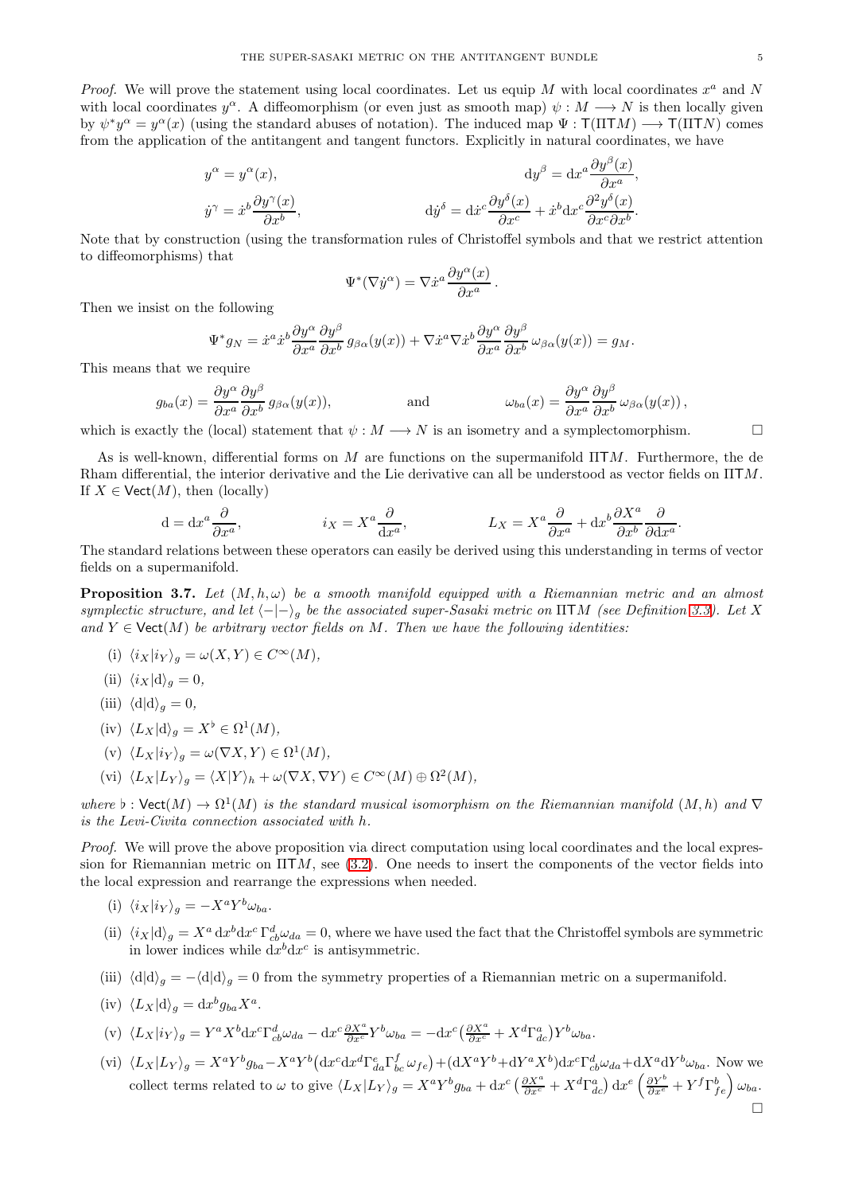*Proof.* We will prove the statement using local coordinates. Let us equip $M$ with local coordinates $x^a$ and $N$ with local coordinates $y^\alpha$. A diffeomorphism (or even just as smooth map) $\psi : M \longrightarrow N$ is then locally given by $\psi^* y^\alpha = y^\alpha(x)$ (using the standard abuses of notation). The induced map $\Psi : \mathsf{T}(\Pi\mathsf{T}M) \longrightarrow \mathsf{T}(\Pi\mathsf{T}N)$ comes from the application of the antitangent and tangent functors. Explicitly in natural coordinates, we have

$$
y^\alpha = y^\alpha(x), \qquad \mathrm{d}y^\beta = \mathrm{d}x^a \frac{\partial y^\beta(x)}{\partial x^a},
$$

$$
\dot{y}^\gamma = \dot{x}^b \frac{\partial y^\gamma(x)}{\partial x^b}, \qquad \mathrm{d}\dot{y}^\delta = \mathrm{d}\dot{x}^c \frac{\partial y^\delta(x)}{\partial x^c} + \dot{x}^b \mathrm{d}x^c \frac{\partial^2 y^\delta(x)}{\partial x^c \partial x^b}.
$$

Note that by construction (using the transformation rules of Christoffel symbols and that we restrict attention to diffeomorphisms) that

$$
\Psi^*(\nabla \dot{y}^\alpha) = \nabla \dot{x}^a \frac{\partial y^\alpha(x)}{\partial x^a}.
$$

Then we insist on the following

$$
\Psi^* g_N = \dot{x}^a \dot{x}^b \frac{\partial y^\alpha}{\partial x^a}\frac{\partial y^\beta}{\partial x^b} g_{\beta\alpha}(y(x)) + \nabla\dot{x}^a \nabla\dot{x}^b \frac{\partial y^\alpha}{\partial x^a}\frac{\partial y^\beta}{\partial x^b}\omega_{\beta\alpha}(y(x)) = g_M.
$$

This means that we require

$$
g_{ba}(x) = \frac{\partial y^\alpha}{\partial x^a}\frac{\partial y^\beta}{\partial x^b} g_{\beta\alpha}(y(x)), \qquad \text{and} \qquad \omega_{ba}(x) = \frac{\partial y^\alpha}{\partial x^a}\frac{\partial y^\beta}{\partial x^b}\omega_{\beta\alpha}(y(x)),
$$

which is exactly the (local) statement that $\psi : M \longrightarrow N$ is an isometry and a symplectomorphism. □

As is well-known, differential forms on $M$ are functions on the supermanifold $\Pi\mathsf{T}M$. Furthermore, the de Rham differential, the interior derivative and the Lie derivative can all be understood as vector fields on $\Pi\mathsf{T}M$. If $X \in \mathsf{Vect}(M)$, then (locally)

$$
\mathrm{d} = \mathrm{d}x^a \frac{\partial}{\partial x^a}, \qquad i_X = X^a \frac{\partial}{\partial \mathrm{d}x^a}, \qquad L_X = X^a \frac{\partial}{\partial x^a} + \mathrm{d}x^b \frac{\partial X^a}{\partial x^b}\frac{\partial}{\partial \mathrm{d}x^a}.
$$

The standard relations between these operators can easily be derived using this understanding in terms of vector fields on a supermanifold.

**Proposition 3.7.** *Let $(M, h, \omega)$ be a smooth manifold equipped with a Riemannian metric and an almost symplectic structure, and let $\langle - | - \rangle_g$ be the associated super-Sasaki metric on $\Pi\mathsf{T}M$ (see Definition 3.3). Let $X$ and $Y \in \mathsf{Vect}(M)$ be arbitrary vector fields on $M$. Then we have the following identities:*

- (i) $\langle i_X | i_Y \rangle_g = \omega(X, Y) \in C^\infty(M)$,
- (ii) $\langle i_X | \mathrm{d} \rangle_g = 0$,
- (iii) $\langle \mathrm{d} | \mathrm{d} \rangle_g = 0$,
- (iv) $\langle L_X | \mathrm{d} \rangle_g = X^\flat \in \Omega^1(M)$,
- (v) $\langle L_X | i_Y \rangle_g = \omega(\nabla X, Y) \in \Omega^1(M)$,
- (vi) $\langle L_X | L_Y \rangle_g = \langle X | Y \rangle_h + \omega(\nabla X, \nabla Y) \in C^\infty(M) \oplus \Omega^2(M)$,

*where $\flat : \mathsf{Vect}(M) \to \Omega^1(M)$ is the standard musical isomorphism on the Riemannian manifold $(M, h)$ and $\nabla$ is the Levi-Civita connection associated with $h$.*

*Proof.* We will prove the above proposition via direct computation using local coordinates and the local expression for Riemannian metric on $\Pi\mathsf{T}M$, see (3.2). One needs to insert the components of the vector fields into the local expression and rearrange the expressions when needed.

- (i) $\langle i_X | i_Y \rangle_g = -X^a Y^b \omega_{ba}$.
- (ii) $\langle i_X | \mathrm{d} \rangle_g = X^a\, \mathrm{d}x^b \mathrm{d}x^c\, \Gamma^d_{cb}\omega_{da} = 0$, where we have used the fact that the Christoffel symbols are symmetric in lower indices while $\mathrm{d}x^b \mathrm{d}x^c$ is antisymmetric.
- (iii) $\langle \mathrm{d} | \mathrm{d} \rangle_g = -\langle \mathrm{d} | \mathrm{d} \rangle_g = 0$ from the symmetry properties of a Riemannian metric on a supermanifold.
- (iv) $\langle L_X | \mathrm{d} \rangle_g = \mathrm{d}x^b g_{ba} X^a$.
- (v) $\langle L_X | i_Y \rangle_g = Y^a X^b \mathrm{d}x^c \Gamma^d_{cb}\omega_{da} - \mathrm{d}x^c \frac{\partial X^a}{\partial x^c} Y^b \omega_{ba} = -\mathrm{d}x^c\big(\frac{\partial X^a}{\partial x^c} + X^d \Gamma^a_{dc}\big) Y^b \omega_{ba}$.
- (vi) $\langle L_X | L_Y \rangle_g = X^a Y^b g_{ba} - X^a Y^b \big(\mathrm{d}x^c \mathrm{d}x^d \Gamma^e_{da}\Gamma^f_{bc}\,\omega_{fe}\big) + (\mathrm{d}X^a Y^b + \mathrm{d}Y^a X^b)\mathrm{d}x^c \Gamma^d_{cb}\omega_{da} + \mathrm{d}X^a \mathrm{d}Y^b \omega_{ba}$. Now we collect terms related to $\omega$ to give $\langle L_X | L_Y \rangle_g = X^a Y^b g_{ba} + \mathrm{d}x^c\big(\frac{\partial X^a}{\partial x^c} + X^d \Gamma^a_{dc}\big)\, \mathrm{d}x^e \left(\frac{\partial Y^b}{\partial x^e} + Y^f \Gamma^b_{fe}\right)\omega_{ba}$.

□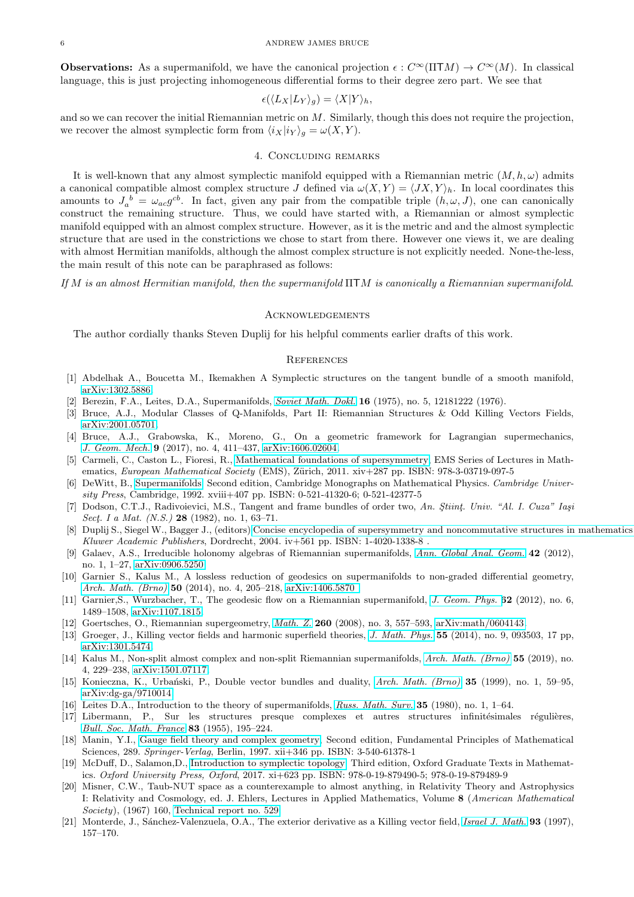**Observations:** As a supermanifold, we have the canonical projection $\epsilon : C^\infty(\Pi \mathsf{T}M) \rightarrow C^\infty(M)$. In classical language, this is just projecting inhomogeneous differential forms to their degree zero part. We see that

$$\epsilon(\langle L_X | L_Y \rangle_g) = \langle X | Y \rangle_h,$$

and so we can recover the initial Riemannian metric on $M$. Similarly, though this does not require the projection, we recover the almost symplectic form from $\langle i_X | i_Y \rangle_g = \omega(X, Y)$.

## 4. Concluding remarks

It is well-known that any almost symplectic manifold equipped with a Riemannian metric $(M, h, \omega)$ admits a canonical compatible almost complex structure $J$ defined via $\omega(X, Y) = \langle JX, Y \rangle_h$. In local coordinates this amounts to $J_a^{\ b} = \omega_{ac} g^{cb}$. In fact, given any pair from the compatible triple $(h, \omega, J)$, one can canonically construct the remaining structure. Thus, we could have started with, a Riemannian or almost symplectic manifold equipped with an almost complex structure. However, as it is the metric and and the almost symplectic structure that are used in the constrictions we chose to start from there. However one views it, we are dealing with almost Hermitian manifolds, although the almost complex structure is not explicitly needed. None-the-less, the main result of this note can be paraphrased as follows:

*If $M$ is an almost Hermitian manifold, then the supermanifold $\Pi \mathsf{T}M$ is canonically a Riemannian supermanifold.*

## Acknowledgements

The author cordially thanks Steven Duplij for his helpful comments earlier drafts of this work.

## References

[1] Abdelhak A., Boucetta M., Ikemakhen A Symplectic structures on the tangent bundle of a smooth manifold, arXiv:1302.5886.

[2] Berezin, F.A., Leites, D.A., Supermanifolds, *Soviet Math. Dokl.* **16** (1975), no. 5, 12181222 (1976).

[3] Bruce, A.J., Modular Classes of Q-Manifolds, Part II: Riemannian Structures & Odd Killing Vectors Fields, arXiv:2001.05701.

[4] Bruce, A.J., Grabowska, K., Moreno, G., On a geometric framework for Lagrangian supermechanics, *J. Geom. Mech.* **9** (2017), no. 4, 411–437, arXiv:1606.02604.

[5] Carmeli, C., Caston L., Fioresi, R., Mathematical foundations of supersymmetry, EMS Series of Lectures in Mathematics, *European Mathematical Society* (EMS), Zürich, 2011. xiv+287 pp. ISBN: 978-3-03719-097-5

[6] DeWitt, B., Supermanifolds. Second edition, Cambridge Monographs on Mathematical Physics. *Cambridge University Press*, Cambridge, 1992. xviii+407 pp. ISBN: 0-521-41320-6; 0-521-42377-5

[7] Dodson, C.T.J., Radivoiovici, M.S., Tangent and frame bundles of order two, *An. Ştiinţ. Univ. "Al. I. Cuza" Iaşi Secţ. I a Mat. (N.S.)* **28** (1982), no. 1, 63–71.

[8] Duplij S., Siegel W., Bagger J., (editors) Concise encyclopedia of supersymmetry and noncommutative structures in mathematics *Kluwer Academic Publishers*, Dordrecht, 2004. iv+561 pp. ISBN: 1-4020-1338-8 .

[9] Galaev, A.S., Irreducible holonomy algebras of Riemannian supermanifolds, *Ann. Global Anal. Geom.* **42** (2012), no. 1, 1–27, arXiv:0906.5250.

[10] Garnier S., Kalus M., A lossless reduction of geodesics on supermanifolds to non-graded differential geometry, *Arch. Math. (Brno)* **50** (2014), no. 4, 205–218, arXiv:1406.5870 .

[11] Garnier,S., Wurzbacher, T., The geodesic flow on a Riemannian supermanifold, *J. Geom. Phys.* **62** (2012), no. 6, 1489–1508, arXiv:1107.1815.

[12] Goertsches, O., Riemannian supergeometry, *Math. Z.* **260** (2008), no. 3, 557–593, arXiv:math/0604143.

[13] Groeger, J., Killing vector fields and harmonic superfield theories, *J. Math. Phys.* **55** (2014), no. 9, 093503, 17 pp, arXiv:1301.5474.

[14] Kalus M., Non-split almost complex and non-split Riemannian supermanifolds, *Arch. Math. (Brno)* **55** (2019), no. 4, 229–238, arXiv:1501.07117.

[15] Konieczna, K., Urbański, P., Double vector bundles and duality, *Arch. Math. (Brno)* **35** (1999), no. 1, 59–95, arXiv:dg-ga/9710014.

[16] Leites D.A., Introduction to the theory of supermanifolds, *Russ. Math. Surv.* **35** (1980), no. 1, 1–64.

[17] Libermann, P., Sur les structures presque complexes et autres structures infinitésimales régulières, *Bull. Soc. Math. France* **83** (1955), 195–224.

[18] Manin, Y.I., Gauge field theory and complex geometry, Second edition, Fundamental Principles of Mathematical Sciences, 289. *Springer-Verlag*, Berlin, 1997. xii+346 pp. ISBN: 3-540-61378-1

[19] McDuff, D., Salamon,D., Introduction to symplectic topology. Third edition, Oxford Graduate Texts in Mathematics. *Oxford University Press, Oxford*, 2017. xi+623 pp. ISBN: 978-0-19-879490-5; 978-0-19-879489-9

[20] Misner, C.W., Taub-NUT space as a counterexample to almost anything, in Relativity Theory and Astrophysics I: Relativity and Cosmology, ed. J. Ehlers, Lectures in Applied Mathematics, Volume **8** (*American Mathematical Society*), (1967) 160, Technical report no. 529.

[21] Monterde, J., Sánchez-Valenzuela, O.A., The exterior derivative as a Killing vector field, *Israel J. Math.* **93** (1997), 157–170.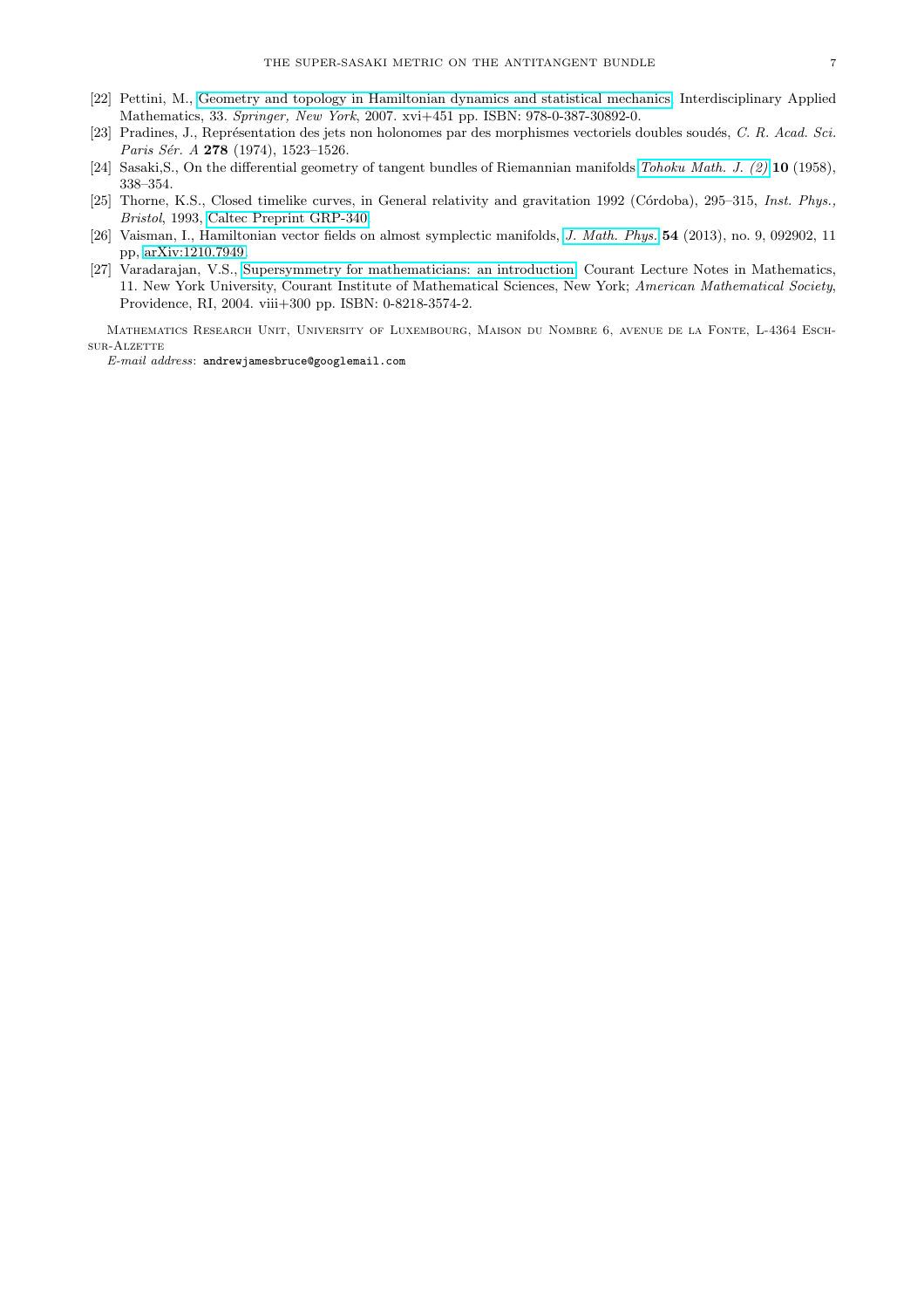[22] Pettini, M., Geometry and topology in Hamiltonian dynamics and statistical mechanics, Interdisciplinary Applied Mathematics, 33. *Springer, New York*, 2007. xvi+451 pp. ISBN: 978-0-387-30892-0.

[23] Pradines, J., Représentation des jets non holonomes par des morphismes vectoriels doubles soudés, *C. R. Acad. Sci. Paris Sér. A* **278** (1974), 1523–1526.

[24] Sasaki,S., On the differential geometry of tangent bundles of Riemannian manifolds *Tohoku Math. J. (2)* **10** (1958), 338–354.

[25] Thorne, K.S., Closed timelike curves, in General relativity and gravitation 1992 (Córdoba), 295–315, *Inst. Phys., Bristol*, 1993, Caltec Preprint GRP-340.

[26] Vaisman, I., Hamiltonian vector fields on almost symplectic manifolds, *J. Math. Phys.* **54** (2013), no. 9, 092902, 11 pp, arXiv:1210.7949.

[27] Varadarajan, V.S., Supersymmetry for mathematicians: an introduction, Courant Lecture Notes in Mathematics, 11. New York University, Courant Institute of Mathematical Sciences, New York; *American Mathematical Society*, Providence, RI, 2004. viii+300 pp. ISBN: 0-8218-3574-2.

Mathematics Research Unit, University of Luxembourg, Maison du Nombre 6, avenue de la Fonte, L-4364 Esch-sur-Alzette

*E-mail address*: andrewjamesbruce@googlemail.com